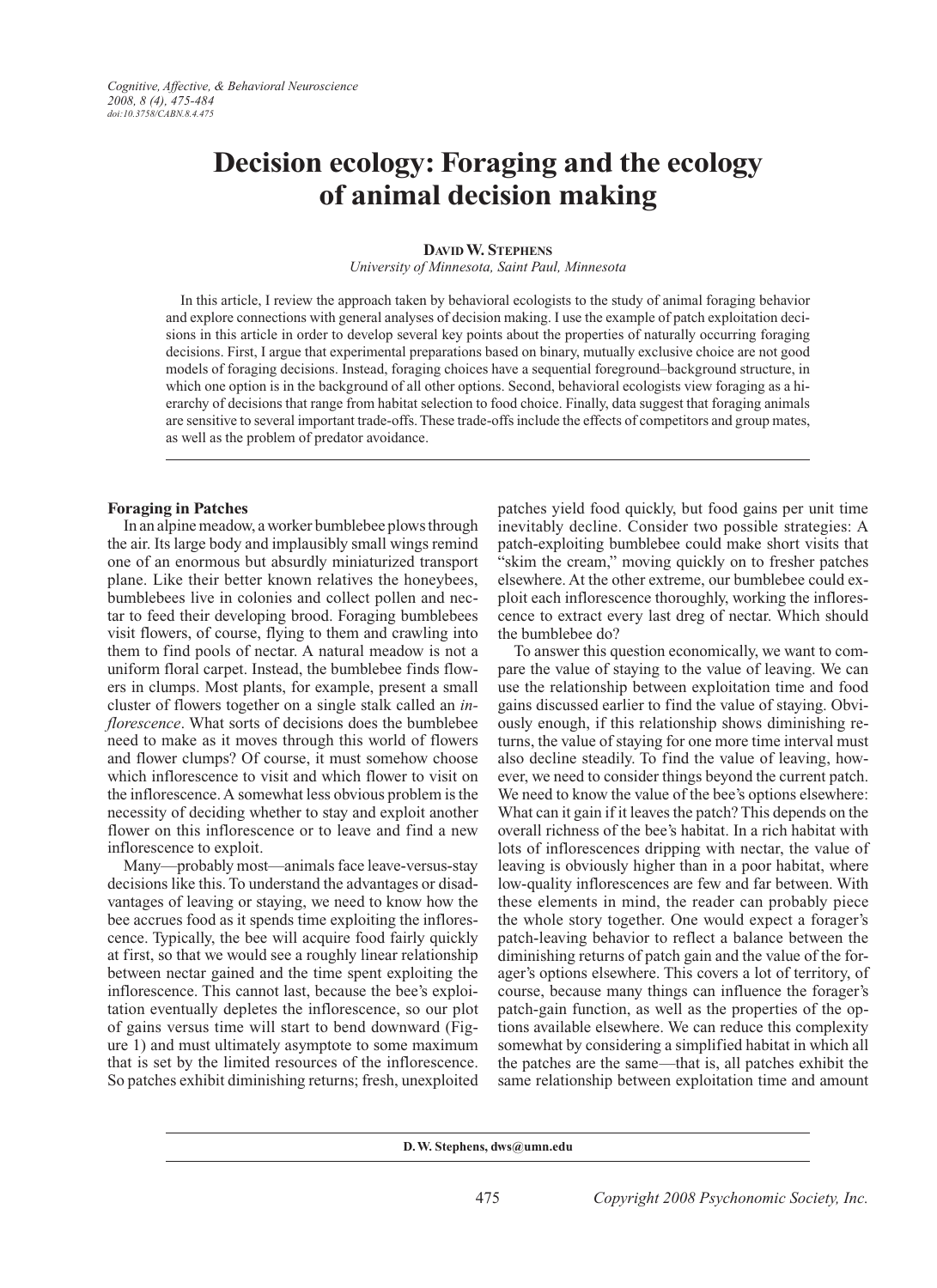# Decision ecology: Foraging and the ecology of animal decision making

**DAVID W. STEPHENS**

*University of Minnesota, Saint Paul, Minnesota*

In this article, I review the approach taken by behavioral ecologists to the study of animal foraging behavior and explore connections with general analyses of decision making. I use the example of patch exploitation decisions in this article in order to develop several key points about the properties of naturally occurring foraging decisions. First, I argue that experimental preparations based on binary, mutually exclusive choice are not good models of foraging decisions. Instead, foraging choices have a sequential foreground–background structure, in which one option is in the background of all other options. Second, behavioral ecologists view foraging as a hierarchy of decisions that range from habitat selection to food choice. Finally, data suggest that foraging animals are sensitive to several important trade-offs. These trade-offs include the effects of competitors and group mates, as well as the problem of predator avoidance.

## Foraging in Patches

In an alpine meadow, a worker bumblebee plows through the air. Its large body and implausibly small wings remind one of an enormous but absurdly miniaturized transport plane. Like their better known relatives the honeybees, bumblebees live in colonies and collect pollen and nectar to feed their developing brood. Foraging bumblebees visit flowers, of course, flying to them and crawling into them to find pools of nectar. A natural meadow is not a uniform floral carpet. Instead, the bumblebee finds flowers in clumps. Most plants, for example, present a small cluster of flowers together on a single stalk called an *inflorescence*. What sorts of decisions does the bumblebee need to make as it moves through this world of flowers and flower clumps? Of course, it must somehow choose which inflorescence to visit and which flower to visit on the inflorescence. A somewhat less obvious problem is the necessity of deciding whether to stay and exploit another flower on this inflorescence or to leave and find a new inflorescence to exploit.

Many—probably most—animals face leave-versus-stay decisions like this. To understand the advantages or disadvantages of leaving or staying, we need to know how the bee accrues food as it spends time exploiting the inflorescence. Typically, the bee will acquire food fairly quickly at first, so that we would see a roughly linear relationship between nectar gained and the time spent exploiting the inflorescence. This cannot last, because the bee's exploitation eventually depletes the inflorescence, so our plot of gains versus time will start to bend downward (Figure 1) and must ultimately asymptote to some maximum that is set by the limited resources of the inflorescence. So patches exhibit diminishing returns; fresh, unexploited patches yield food quickly, but food gains per unit time inevitably decline. Consider two possible strategies: A patch-exploiting bumblebee could make short visits that "skim the cream," moving quickly on to fresher patches elsewhere. At the other extreme, our bumblebee could exploit each inflorescence thoroughly, working the inflorescence to extract every last dreg of nectar. Which should the bumblebee do?

To answer this question economically, we want to compare the value of staying to the value of leaving. We can use the relationship between exploitation time and food gains discussed earlier to find the value of staying. Obviously enough, if this relationship shows diminishing returns, the value of staying for one more time interval must also decline steadily. To find the value of leaving, however, we need to consider things beyond the current patch. We need to know the value of the bee's options elsewhere: What can it gain if it leaves the patch? This depends on the overall richness of the bee's habitat. In a rich habitat with lots of inflorescences dripping with nectar, the value of leaving is obviously higher than in a poor habitat, where low-quality inflorescences are few and far between. With these elements in mind, the reader can probably piece the whole story together. One would expect a forager's patch-leaving behavior to reflect a balance between the diminishing returns of patch gain and the value of the forager's options elsewhere. This covers a lot of territory, of course, because many things can influence the forager's patch-gain function, as well as the properties of the options available elsewhere. We can reduce this complexity somewhat by considering a simplified habitat in which all the patches are the same—that is, all patches exhibit the same relationship between exploitation time and amount

D. W. Stephens, dws@umn.edu

Copyright 2008 Psychonomic Society, Inc.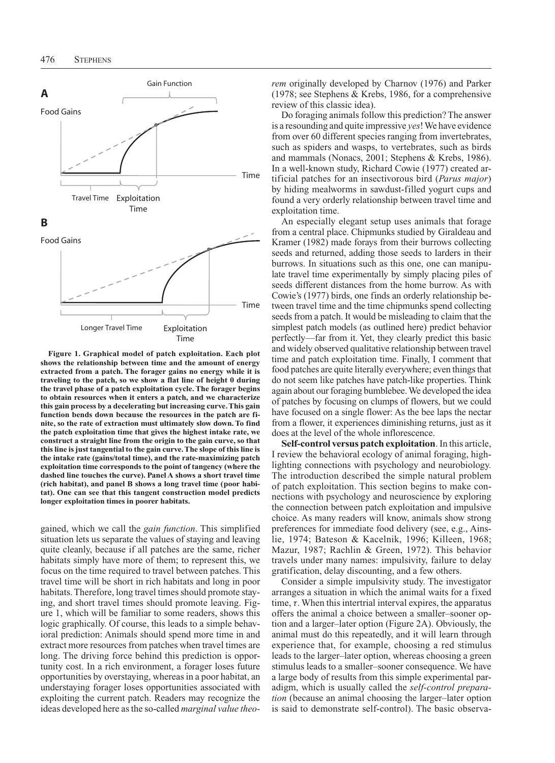A

Gain Function

Food Gains

Time

Travel Time

Exploitation Time

B

Food Gains

Time

Longer Travel Time

Exploitation Time

**Figure 1. Graphical model of patch exploitation. Each plot shows the relationship between time and the amount of energy extracted from a patch. The forager gains no energy while it is traveling to the patch, so we show a flat line of height 0 during the travel phase of a patch exploitation cycle. The forager begins to obtain resources when it enters a patch, and we characterize this gain process by a decelerating but increasing curve. This gain function bends down because the resources in the patch are finite, so the rate of extraction must ultimately slow down. To find the patch exploitation time that gives the highest intake rate, we construct a straight line from the origin to the gain curve, so that this line is just tangential to the gain curve. The slope of this line is the intake rate (gains/total time), and the rate-maximizing patch exploitation time corresponds to the point of tangency (where the dashed line touches the curve). Panel A shows a short travel time (rich habitat), and panel B shows a long travel time (poor habitat). One can see that this tangent construction model predicts longer exploitation times in poorer habitats.**

gained, which we call the *gain function*. This simplified situation lets us separate the values of staying and leaving quite cleanly, because if all patches are the same, richer habitats simply have more of them; to represent this, we focus on the time required to travel between patches. This travel time will be short in rich habitats and long in poor habitats. Therefore, long travel times should promote staying, and short travel times should promote leaving. Figure 1, which will be familiar to some readers, shows this logic graphically. Of course, this leads to a simple behavioral prediction: Animals should spend more time in and extract more resources from patches when travel times are long. The driving force behind this prediction is opportunity cost. In a rich environment, a forager loses future opportunities by overstaying, whereas in a poor habitat, an understaying forager loses opportunities associated with exploiting the current patch. Readers may recognize the ideas developed here as the so-called *marginal value theorem* originally developed by Charnov (1976) and Parker (1978; see Stephens & Krebs, 1986, for a comprehensive review of this classic idea).

Do foraging animals follow this prediction? The answer is a resounding and quite impressive *yes*! We have evidence from over 60 different species ranging from invertebrates, such as spiders and wasps, to vertebrates, such as birds and mammals (Nonacs, 2001; Stephens & Krebs, 1986). In a well-known study, Richard Cowie (1977) created artificial patches for an insectivorous bird (*Parus major*) by hiding mealworms in sawdust-filled yogurt cups and found a very orderly relationship between travel time and exploitation time.

An especially elegant setup uses animals that forage from a central place. Chipmunks studied by Giraldeau and Kramer (1982) made forays from their burrows collecting seeds and returned, adding those seeds to larders in their burrows. In situations such as this one, one can manipulate travel time experimentally by simply placing piles of seeds different distances from the home burrow. As with Cowie's (1977) birds, one finds an orderly relationship between travel time and the time chipmunks spend collecting seeds from a patch. It would be misleading to claim that the simplest patch models (as outlined here) predict behavior perfectly—far from it. Yet, they clearly predict this basic and widely observed qualitative relationship between travel time and patch exploitation time. Finally, I comment that food patches are quite literally everywhere; even things that do not seem like patches have patch-like properties. Think again about our foraging bumblebee. We developed the idea of patches by focusing on clumps of flowers, but we could have focused on a single flower: As the bee laps the nectar from a flower, it experiences diminishing returns, just as it does at the level of the whole inflorescence.

**Self-control versus patch exploitation**. In this article, I review the behavioral ecology of animal foraging, highlighting connections with psychology and neurobiology. The introduction described the simple natural problem of patch exploitation. This section begins to make connections with psychology and neuroscience by exploring the connection between patch exploitation and impulsive choice. As many readers will know, animals show strong preferences for immediate food delivery (see, e.g., Ainslie, 1974; Bateson & Kacelnik, 1996; Killeen, 1968; Mazur, 1987; Rachlin & Green, 1972). This behavior travels under many names: impulsivity, failure to delay gratification, delay discounting, and a few others.

Consider a simple impulsivity study. The investigator arranges a situation in which the animal waits for a fixed time, $\tau$. When this intertrial interval expires, the apparatus offers the animal a choice between a smaller–sooner option and a larger–later option (Figure 2A). Obviously, the animal must do this repeatedly, and it will learn through experience that, for example, choosing a red stimulus leads to the larger–later option, whereas choosing a green stimulus leads to a smaller–sooner consequence. We have a large body of results from this simple experimental paradigm, which is usually called the *self-control preparation* (because an animal choosing the larger–later option is said to demonstrate self-control). The basic observa-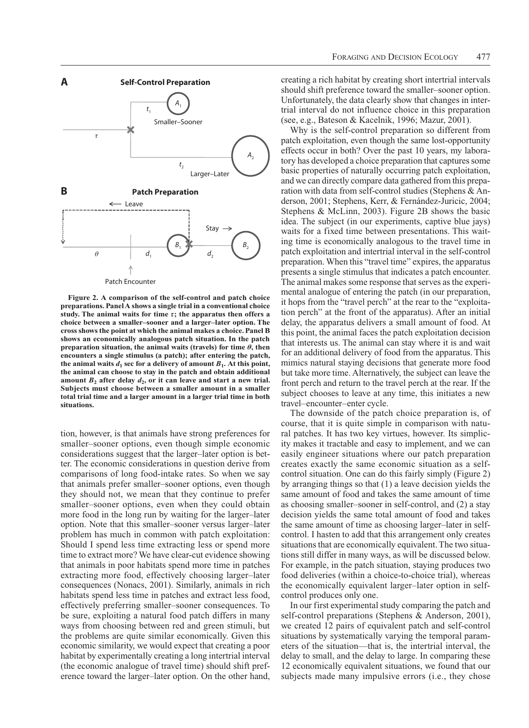**A** **Self-Control Preparation**

$A_1$

$t_1$

Smaller–Sooner

$\tau$

$A_2$

$t_2$

Larger–Later

**B** **Patch Preparation**

← Leave

Stay →

$B_1$

$B_2$

$\theta$

$d_1$

$d_2$

Patch Encounter

**Figure 2. A comparison of the self-control and patch choice preparations. Panel A shows a single trial in a conventional choice study. The animal waits for time $\tau$; the apparatus then offers a choice between a smaller–sooner and a larger–later option. The cross shows the point at which the animal makes a choice. Panel B shows an economically analogous patch situation. In the patch preparation situation, the animal waits (travels) for time $\theta$, then encounters a single stimulus (a patch); after entering the patch, the animal waits $d_1$ sec for a delivery of amount $B_1$. At this point, the animal can choose to stay in the patch and obtain additional amount $B_2$ after delay $d_2$, or it can leave and start a new trial. Subjects must choose between a smaller amount in a smaller total trial time and a larger amount in a larger trial time in both situations.**

tion, however, is that animals have strong preferences for smaller–sooner options, even though simple economic considerations suggest that the larger–later option is better. The economic considerations in question derive from comparisons of long food-intake rates. So when we say that animals prefer smaller–sooner options, even though they should not, we mean that they continue to prefer smaller–sooner options, even when they could obtain more food in the long run by waiting for the larger–later option. Note that this smaller–sooner versus larger–later problem has much in common with patch exploitation: Should I spend less time extracting less or spend more time to extract more? We have clear-cut evidence showing that animals in poor habitats spend more time in patches extracting more food, effectively choosing larger–later consequences (Nonacs, 2001). Similarly, animals in rich habitats spend less time in patches and extract less food, effectively preferring smaller–sooner consequences. To be sure, exploiting a natural food patch differs in many ways from choosing between red and green stimuli, but the problems are quite similar economically. Given this economic similarity, we would expect that creating a poor habitat by experimentally creating a long intertrial interval (the economic analogue of travel time) should shift preference toward the larger–later option. On the other hand, creating a rich habitat by creating short intertrial intervals should shift preference toward the smaller–sooner option. Unfortunately, the data clearly show that changes in intertrial interval do not influence choice in this preparation (see, e.g., Bateson & Kacelnik, 1996; Mazur, 2001).

Why is the self-control preparation so different from patch exploitation, even though the same lost-opportunity effects occur in both? Over the past 10 years, my laboratory has developed a choice preparation that captures some basic properties of naturally occurring patch exploitation, and we can directly compare data gathered from this preparation with data from self-control studies (Stephens & Anderson, 2001; Stephens, Kerr, & Fernández-Juricic, 2004; Stephens & McLinn, 2003). Figure 2B shows the basic idea. The subject (in our experiments, captive blue jays) waits for a fixed time between presentations. This waiting time is economically analogous to the travel time in patch exploitation and intertrial interval in the self-control preparation. When this "travel time" expires, the apparatus presents a single stimulus that indicates a patch encounter. The animal makes some response that serves as the experimental analogue of entering the patch (in our preparation, it hops from the "travel perch" at the rear to the "exploitation perch" at the front of the apparatus). After an initial delay, the apparatus delivers a small amount of food. At this point, the animal faces the patch exploitation decision that interests us. The animal can stay where it is and wait for an additional delivery of food from the apparatus. This mimics natural staying decisions that generate more food but take more time. Alternatively, the subject can leave the front perch and return to the travel perch at the rear. If the subject chooses to leave at any time, this initiates a new travel–encounter–enter cycle.

The downside of the patch choice preparation is, of course, that it is quite simple in comparison with natural patches. It has two key virtues, however. Its simplicity makes it tractable and easy to implement, and we can easily engineer situations where our patch preparation creates exactly the same economic situation as a self-control situation. One can do this fairly simply (Figure 2) by arranging things so that (1) a leave decision yields the same amount of food and takes the same amount of time as choosing smaller–sooner in self-control, and (2) a stay decision yields the same total amount of food and takes the same amount of time as choosing larger–later in self-control. I hasten to add that this arrangement only creates situations that are economically equivalent. The two situations still differ in many ways, as will be discussed below. For example, in the patch situation, staying produces two food deliveries (within a choice-to-choice trial), whereas the economically equivalent larger–later option in self-control produces only one.

In our first experimental study comparing the patch and self-control preparations (Stephens & Anderson, 2001), we created 12 pairs of equivalent patch and self-control situations by systematically varying the temporal parameters of the situation—that is, the intertrial interval, the delay to small, and the delay to large. In comparing these 12 economically equivalent situations, we found that our subjects made many impulsive errors (i.e., they chose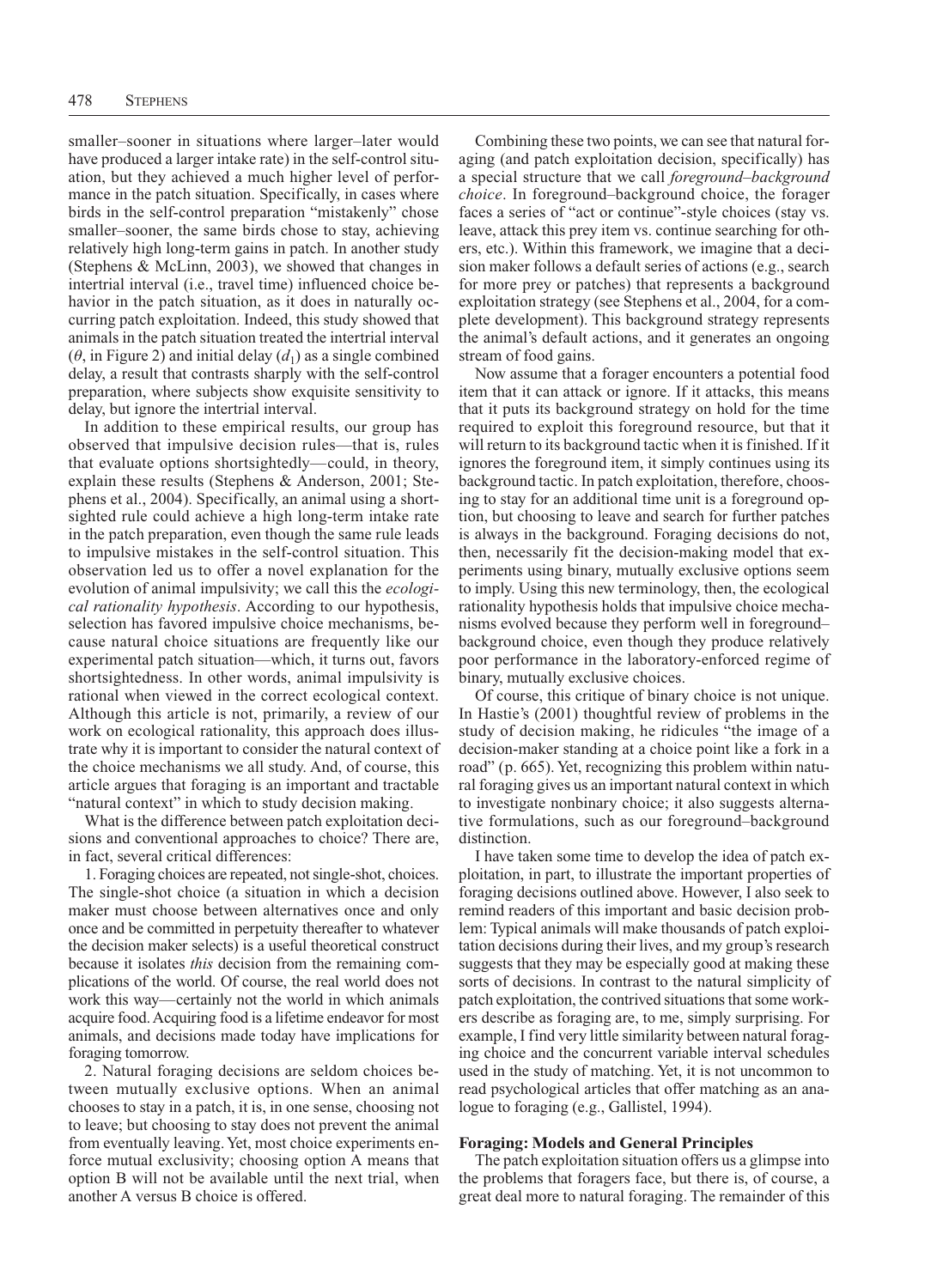smaller–sooner in situations where larger–later would have produced a larger intake rate) in the self-control situation, but they achieved a much higher level of performance in the patch situation. Specifically, in cases where birds in the self-control preparation "mistakenly" chose smaller–sooner, the same birds chose to stay, achieving relatively high long-term gains in patch. In another study (Stephens & McLinn, 2003), we showed that changes in intertrial interval (i.e., travel time) influenced choice behavior in the patch situation, as it does in naturally occurring patch exploitation. Indeed, this study showed that animals in the patch situation treated the intertrial interval ($\theta$, in Figure 2) and initial delay ($d_1$) as a single combined delay, a result that contrasts sharply with the self-control preparation, where subjects show exquisite sensitivity to delay, but ignore the intertrial interval.

In addition to these empirical results, our group has observed that impulsive decision rules—that is, rules that evaluate options shortsightedly—could, in theory, explain these results (Stephens & Anderson, 2001; Stephens et al., 2004). Specifically, an animal using a shortsighted rule could achieve a high long-term intake rate in the patch preparation, even though the same rule leads to impulsive mistakes in the self-control situation. This observation led us to offer a novel explanation for the evolution of animal impulsivity; we call this the *ecological rationality hypothesis*. According to our hypothesis, selection has favored impulsive choice mechanisms, because natural choice situations are frequently like our experimental patch situation—which, it turns out, favors shortsightedness. In other words, animal impulsivity is rational when viewed in the correct ecological context. Although this article is not, primarily, a review of our work on ecological rationality, this approach does illustrate why it is important to consider the natural context of the choice mechanisms we all study. And, of course, this article argues that foraging is an important and tractable "natural context" in which to study decision making.

What is the difference between patch exploitation decisions and conventional approaches to choice? There are, in fact, several critical differences:

1. Foraging choices are repeated, not single-shot, choices. The single-shot choice (a situation in which a decision maker must choose between alternatives once and only once and be committed in perpetuity thereafter to whatever the decision maker selects) is a useful theoretical construct because it isolates *this* decision from the remaining complications of the world. Of course, the real world does not work this way—certainly not the world in which animals acquire food. Acquiring food is a lifetime endeavor for most animals, and decisions made today have implications for foraging tomorrow.

2. Natural foraging decisions are seldom choices between mutually exclusive options. When an animal chooses to stay in a patch, it is, in one sense, choosing not to leave; but choosing to stay does not prevent the animal from eventually leaving. Yet, most choice experiments enforce mutual exclusivity; choosing option A means that option B will not be available until the next trial, when another A versus B choice is offered.

Combining these two points, we can see that natural foraging (and patch exploitation decision, specifically) has a special structure that we call *foreground–background choice*. In foreground–background choice, the forager faces a series of "act or continue"-style choices (stay vs. leave, attack this prey item vs. continue searching for others, etc.). Within this framework, we imagine that a decision maker follows a default series of actions (e.g., search for more prey or patches) that represents a background exploitation strategy (see Stephens et al., 2004, for a complete development). This background strategy represents the animal's default actions, and it generates an ongoing stream of food gains.

Now assume that a forager encounters a potential food item that it can attack or ignore. If it attacks, this means that it puts its background strategy on hold for the time required to exploit this foreground resource, but that it will return to its background tactic when it is finished. If it ignores the foreground item, it simply continues using its background tactic. In patch exploitation, therefore, choosing to stay for an additional time unit is a foreground option, but choosing to leave and search for further patches is always in the background. Foraging decisions do not, then, necessarily fit the decision-making model that experiments using binary, mutually exclusive options seem to imply. Using this new terminology, then, the ecological rationality hypothesis holds that impulsive choice mechanisms evolved because they perform well in foreground–background choice, even though they produce relatively poor performance in the laboratory-enforced regime of binary, mutually exclusive choices.

Of course, this critique of binary choice is not unique. In Hastie's (2001) thoughtful review of problems in the study of decision making, he ridicules "the image of a decision-maker standing at a choice point like a fork in a road" (p. 665). Yet, recognizing this problem within natural foraging gives us an important natural context in which to investigate nonbinary choice; it also suggests alternative formulations, such as our foreground–background distinction.

I have taken some time to develop the idea of patch exploitation, in part, to illustrate the important properties of foraging decisions outlined above. However, I also seek to remind readers of this important and basic decision problem: Typical animals will make thousands of patch exploitation decisions during their lives, and my group's research suggests that they may be especially good at making these sorts of decisions. In contrast to the natural simplicity of patch exploitation, the contrived situations that some workers describe as foraging are, to me, simply surprising. For example, I find very little similarity between natural foraging choice and the concurrent variable interval schedules used in the study of matching. Yet, it is not uncommon to read psychological articles that offer matching as an analogue to foraging (e.g., Gallistel, 1994).

## Foraging: Models and General Principles

The patch exploitation situation offers us a glimpse into the problems that foragers face, but there is, of course, a great deal more to natural foraging. The remainder of this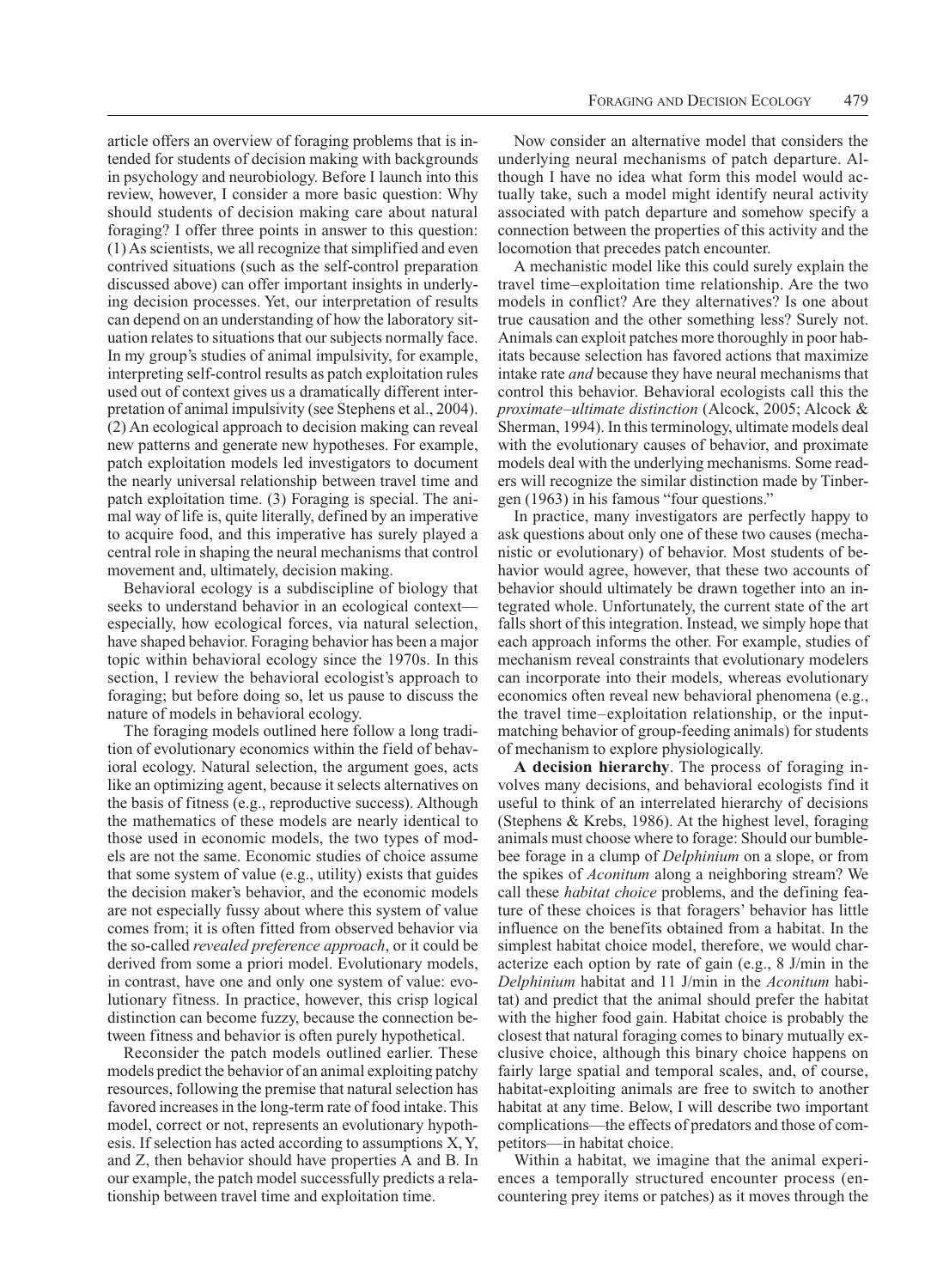article offers an overview of foraging problems that is intended for students of decision making with backgrounds in psychology and neurobiology. Before I launch into this review, however, I consider a more basic question: Why should students of decision making care about natural foraging? I offer three points in answer to this question: (1) As scientists, we all recognize that simplified and even contrived situations (such as the self-control preparation discussed above) can offer important insights in underlying decision processes. Yet, our interpretation of results can depend on an understanding of how the laboratory situation relates to situations that our subjects normally face. In my group's studies of animal impulsivity, for example, interpreting self-control results as patch exploitation rules used out of context gives us a dramatically different interpretation of animal impulsivity (see Stephens et al., 2004). (2) An ecological approach to decision making can reveal new patterns and generate new hypotheses. For example, patch exploitation models led investigators to document the nearly universal relationship between travel time and patch exploitation time. (3) Foraging is special. The animal way of life is, quite literally, defined by an imperative to acquire food, and this imperative has surely played a central role in shaping the neural mechanisms that control movement and, ultimately, decision making.

Behavioral ecology is a subdiscipline of biology that seeks to understand behavior in an ecological context—especially, how ecological forces, via natural selection, have shaped behavior. Foraging behavior has been a major topic within behavioral ecology since the 1970s. In this section, I review the behavioral ecologist's approach to foraging; but before doing so, let us pause to discuss the nature of models in behavioral ecology.

The foraging models outlined here follow a long tradition of evolutionary economics within the field of behavioral ecology. Natural selection, the argument goes, acts like an optimizing agent, because it selects alternatives on the basis of fitness (e.g., reproductive success). Although the mathematics of these models are nearly identical to those used in economic models, the two types of models are not the same. Economic studies of choice assume that some system of value (e.g., utility) exists that guides the decision maker's behavior, and the economic models are not especially fussy about where this system of value comes from; it is often fitted from observed behavior via the so-called *revealed preference approach*, or it could be derived from some a priori model. Evolutionary models, in contrast, have one and only one system of value: evolutionary fitness. In practice, however, this crisp logical distinction can become fuzzy, because the connection between fitness and behavior is often purely hypothetical.

Reconsider the patch models outlined earlier. These models predict the behavior of an animal exploiting patchy resources, following the premise that natural selection has favored increases in the long-term rate of food intake. This model, correct or not, represents an evolutionary hypothesis. If selection has acted according to assumptions X, Y, and Z, then behavior should have properties A and B. In our example, the patch model successfully predicts a relationship between travel time and exploitation time.

Now consider an alternative model that considers the underlying neural mechanisms of patch departure. Although I have no idea what form this model would actually take, such a model might identify neural activity associated with patch departure and somehow specify a connection between the properties of this activity and the locomotion that precedes patch encounter.

A mechanistic model like this could surely explain the travel time–exploitation time relationship. Are the two models in conflict? Are they alternatives? Is one about true causation and the other something less? Surely not. Animals can exploit patches more thoroughly in poor habitats because selection has favored actions that maximize intake rate *and* because they have neural mechanisms that control this behavior. Behavioral ecologists call this the *proximate–ultimate distinction* (Alcock, 2005; Alcock & Sherman, 1994). In this terminology, ultimate models deal with the evolutionary causes of behavior, and proximate models deal with the underlying mechanisms. Some readers will recognize the similar distinction made by Tinbergen (1963) in his famous "four questions."

In practice, many investigators are perfectly happy to ask questions about only one of these two causes (mechanistic or evolutionary) of behavior. Most students of behavior would agree, however, that these two accounts of behavior should ultimately be drawn together into an integrated whole. Unfortunately, the current state of the art falls short of this integration. Instead, we simply hope that each approach informs the other. For example, studies of mechanism reveal constraints that evolutionary modelers can incorporate into their models, whereas evolutionary economics often reveal new behavioral phenomena (e.g., the travel time–exploitation relationship, or the input-matching behavior of group-feeding animals) for students of mechanism to explore physiologically.

**A decision hierarchy**. The process of foraging involves many decisions, and behavioral ecologists find it useful to think of an interrelated hierarchy of decisions (Stephens & Krebs, 1986). At the highest level, foraging animals must choose where to forage: Should our bumblebee forage in a clump of *Delphinium* on a slope, or from the spikes of *Aconitum* along a neighboring stream? We call these *habitat choice* problems, and the defining feature of these choices is that foragers' behavior has little influence on the benefits obtained from a habitat. In the simplest habitat choice model, therefore, we would characterize each option by rate of gain (e.g., 8 J/min in the *Delphinium* habitat and 11 J/min in the *Aconitum* habitat) and predict that the animal should prefer the habitat with the higher food gain. Habitat choice is probably the closest that natural foraging comes to binary mutually exclusive choice, although this binary choice happens on fairly large spatial and temporal scales, and, of course, habitat-exploiting animals are free to switch to another habitat at any time. Below, I will describe two important complications—the effects of predators and those of competitors—in habitat choice.

Within a habitat, we imagine that the animal experiences a temporally structured encounter process (encountering prey items or patches) as it moves through the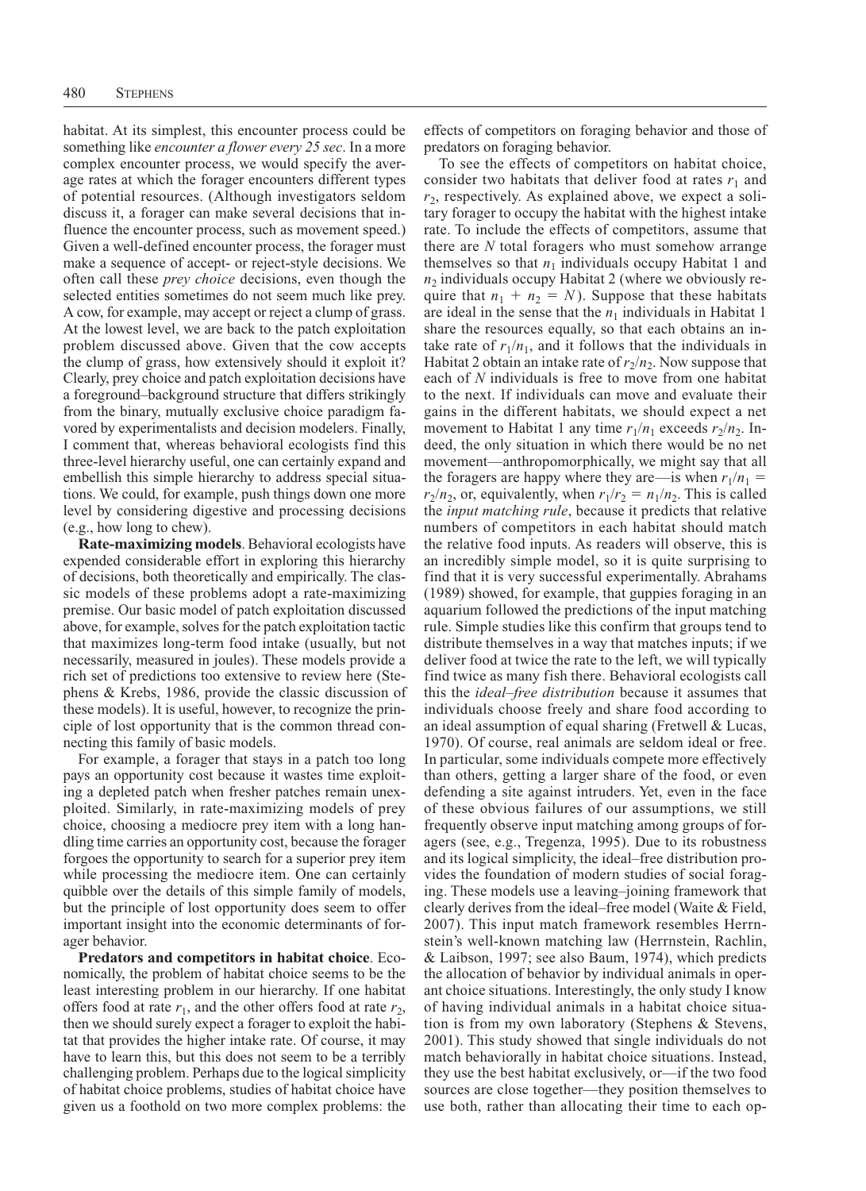habitat. At its simplest, this encounter process could be something like *encounter a flower every 25 sec*. In a more complex encounter process, we would specify the average rates at which the forager encounters different types of potential resources. (Although investigators seldom discuss it, a forager can make several decisions that influence the encounter process, such as movement speed.) Given a well-defined encounter process, the forager must make a sequence of accept- or reject-style decisions. We often call these *prey choice* decisions, even though the selected entities sometimes do not seem much like prey. A cow, for example, may accept or reject a clump of grass. At the lowest level, we are back to the patch exploitation problem discussed above. Given that the cow accepts the clump of grass, how extensively should it exploit it? Clearly, prey choice and patch exploitation decisions have a foreground–background structure that differs strikingly from the binary, mutually exclusive choice paradigm favored by experimentalists and decision modelers. Finally, I comment that, whereas behavioral ecologists find this three-level hierarchy useful, one can certainly expand and embellish this simple hierarchy to address special situations. We could, for example, push things down one more level by considering digestive and processing decisions (e.g., how long to chew).

**Rate-maximizing models**. Behavioral ecologists have expended considerable effort in exploring this hierarchy of decisions, both theoretically and empirically. The classic models of these problems adopt a rate-maximizing premise. Our basic model of patch exploitation discussed above, for example, solves for the patch exploitation tactic that maximizes long-term food intake (usually, but not necessarily, measured in joules). These models provide a rich set of predictions too extensive to review here (Stephens & Krebs, 1986, provide the classic discussion of these models). It is useful, however, to recognize the principle of lost opportunity that is the common thread connecting this family of basic models.

For example, a forager that stays in a patch too long pays an opportunity cost because it wastes time exploiting a depleted patch when fresher patches remain unexploited. Similarly, in rate-maximizing models of prey choice, choosing a mediocre prey item with a long handling time carries an opportunity cost, because the forager forgoes the opportunity to search for a superior prey item while processing the mediocre item. One can certainly quibble over the details of this simple family of models, but the principle of lost opportunity does seem to offer important insight into the economic determinants of forager behavior.

**Predators and competitors in habitat choice**. Economically, the problem of habitat choice seems to be the least interesting problem in our hierarchy. If one habitat offers food at rate $r_1$, and the other offers food at rate $r_2$, then we should surely expect a forager to exploit the habitat that provides the higher intake rate. Of course, it may have to learn this, but this does not seem to be a terribly challenging problem. Perhaps due to the logical simplicity of habitat choice problems, studies of habitat choice have given us a foothold on two more complex problems: the effects of competitors on foraging behavior and those of predators on foraging behavior.

To see the effects of competitors on habitat choice, consider two habitats that deliver food at rates $r_1$ and $r_2$, respectively. As explained above, we expect a solitary forager to occupy the habitat with the highest intake rate. To include the effects of competitors, assume that there are $N$ total foragers who must somehow arrange themselves so that $n_1$ individuals occupy Habitat 1 and $n_2$ individuals occupy Habitat 2 (where we obviously require that $n_1 + n_2 = N$). Suppose that these habitats are ideal in the sense that the $n_1$ individuals in Habitat 1 share the resources equally, so that each obtains an intake rate of $r_1/n_1$, and it follows that the individuals in Habitat 2 obtain an intake rate of $r_2/n_2$. Now suppose that each of $N$ individuals is free to move from one habitat to the next. If individuals can move and evaluate their gains in the different habitats, we should expect a net movement to Habitat 1 any time $r_1/n_1$ exceeds $r_2/n_2$. Indeed, the only situation in which there would be no net movement—anthropomorphically, we might say that all the foragers are happy where they are—is when $r_1/n_1 = r_2/n_2$, or, equivalently, when $r_1/r_2 = n_1/n_2$. This is called the *input matching rule*, because it predicts that relative numbers of competitors in each habitat should match the relative food inputs. As readers will observe, this is an incredibly simple model, so it is quite surprising to find that it is very successful experimentally. Abrahams (1989) showed, for example, that guppies foraging in an aquarium followed the predictions of the input matching rule. Simple studies like this confirm that groups tend to distribute themselves in a way that matches inputs; if we deliver food at twice the rate to the left, we will typically find twice as many fish there. Behavioral ecologists call this the *ideal–free distribution* because it assumes that individuals choose freely and share food according to an ideal assumption of equal sharing (Fretwell & Lucas, 1970). Of course, real animals are seldom ideal or free. In particular, some individuals compete more effectively than others, getting a larger share of the food, or even defending a site against intruders. Yet, even in the face of these obvious failures of our assumptions, we still frequently observe input matching among groups of foragers (see, e.g., Tregenza, 1995). Due to its robustness and its logical simplicity, the ideal–free distribution provides the foundation of modern studies of social foraging. These models use a leaving–joining framework that clearly derives from the ideal–free model (Waite & Field, 2007). This input match framework resembles Herrnstein's well-known matching law (Herrnstein, Rachlin, & Laibson, 1997; see also Baum, 1974), which predicts the allocation of behavior by individual animals in operant choice situations. Interestingly, the only study I know of having individual animals in a habitat choice situation is from my own laboratory (Stephens & Stevens, 2001). This study showed that single individuals do not match behaviorally in habitat choice situations. Instead, they use the best habitat exclusively, or—if the two food sources are close together—they position themselves to use both, rather than allocating their time to each op-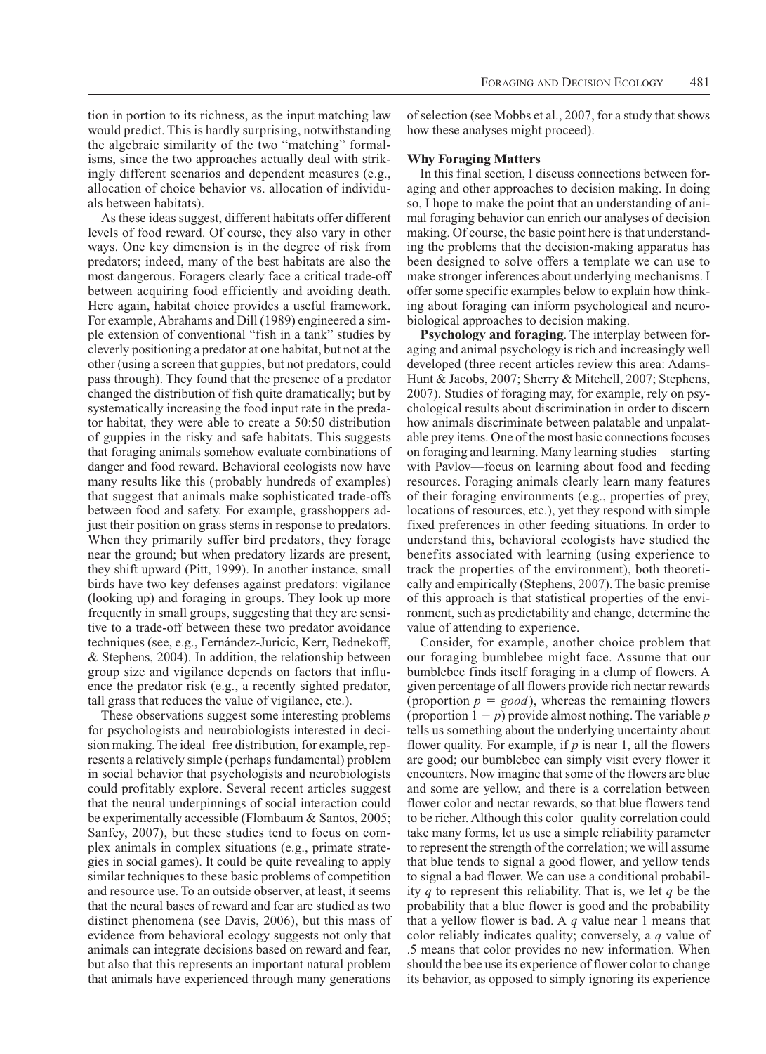tion in portion to its richness, as the input matching law would predict. This is hardly surprising, notwithstanding the algebraic similarity of the two "matching" formalisms, since the two approaches actually deal with strikingly different scenarios and dependent measures (e.g., allocation of choice behavior vs. allocation of individuals between habitats).

As these ideas suggest, different habitats offer different levels of food reward. Of course, they also vary in other ways. One key dimension is in the degree of risk from predators; indeed, many of the best habitats are also the most dangerous. Foragers clearly face a critical trade-off between acquiring food efficiently and avoiding death. Here again, habitat choice provides a useful framework. For example, Abrahams and Dill (1989) engineered a simple extension of conventional "fish in a tank" studies by cleverly positioning a predator at one habitat, but not at the other (using a screen that guppies, but not predators, could pass through). They found that the presence of a predator changed the distribution of fish quite dramatically; but by systematically increasing the food input rate in the predator habitat, they were able to create a 50:50 distribution of guppies in the risky and safe habitats. This suggests that foraging animals somehow evaluate combinations of danger and food reward. Behavioral ecologists now have many results like this (probably hundreds of examples) that suggest that animals make sophisticated trade-offs between food and safety. For example, grasshoppers adjust their position on grass stems in response to predators. When they primarily suffer bird predators, they forage near the ground; but when predatory lizards are present, they shift upward (Pitt, 1999). In another instance, small birds have two key defenses against predators: vigilance (looking up) and foraging in groups. They look up more frequently in small groups, suggesting that they are sensitive to a trade-off between these two predator avoidance techniques (see, e.g., Fernández-Juricic, Kerr, Bednekoff, & Stephens, 2004). In addition, the relationship between group size and vigilance depends on factors that influence the predator risk (e.g., a recently sighted predator, tall grass that reduces the value of vigilance, etc.).

These observations suggest some interesting problems for psychologists and neurobiologists interested in decision making. The ideal–free distribution, for example, represents a relatively simple (perhaps fundamental) problem in social behavior that psychologists and neurobiologists could profitably explore. Several recent articles suggest that the neural underpinnings of social interaction could be experimentally accessible (Flombaum & Santos, 2005; Sanfey, 2007), but these studies tend to focus on complex animals in complex situations (e.g., primate strategies in social games). It could be quite revealing to apply similar techniques to these basic problems of competition and resource use. To an outside observer, at least, it seems that the neural bases of reward and fear are studied as two distinct phenomena (see Davis, 2006), but this mass of evidence from behavioral ecology suggests not only that animals can integrate decisions based on reward and fear, but also that this represents an important natural problem that animals have experienced through many generations of selection (see Mobbs et al., 2007, for a study that shows how these analyses might proceed).

## Why Foraging Matters

In this final section, I discuss connections between foraging and other approaches to decision making. In doing so, I hope to make the point that an understanding of animal foraging behavior can enrich our analyses of decision making. Of course, the basic point here is that understanding the problems that the decision-making apparatus has been designed to solve offers a template we can use to make stronger inferences about underlying mechanisms. I offer some specific examples below to explain how thinking about foraging can inform psychological and neurobiological approaches to decision making.

**Psychology and foraging**. The interplay between foraging and animal psychology is rich and increasingly well developed (three recent articles review this area: Adams-Hunt & Jacobs, 2007; Sherry & Mitchell, 2007; Stephens, 2007). Studies of foraging may, for example, rely on psychological results about discrimination in order to discern how animals discriminate between palatable and unpalatable prey items. One of the most basic connections focuses on foraging and learning. Many learning studies—starting with Pavlov—focus on learning about food and feeding resources. Foraging animals clearly learn many features of their foraging environments (e.g., properties of prey, locations of resources, etc.), yet they respond with simple fixed preferences in other feeding situations. In order to understand this, behavioral ecologists have studied the benefits associated with learning (using experience to track the properties of the environment), both theoretically and empirically (Stephens, 2007). The basic premise of this approach is that statistical properties of the environment, such as predictability and change, determine the value of attending to experience.

Consider, for example, another choice problem that our foraging bumblebee might face. Assume that our bumblebee finds itself foraging in a clump of flowers. A given percentage of all flowers provide rich nectar rewards (proportion $p = good$), whereas the remaining flowers (proportion $1 - p$) provide almost nothing. The variable $p$ tells us something about the underlying uncertainty about flower quality. For example, if $p$ is near 1, all the flowers are good; our bumblebee can simply visit every flower it encounters. Now imagine that some of the flowers are blue and some are yellow, and there is a correlation between flower color and nectar rewards, so that blue flowers tend to be richer. Although this color–quality correlation could take many forms, let us use a simple reliability parameter to represent the strength of the correlation; we will assume that blue tends to signal a good flower, and yellow tends to signal a bad flower. We can use a conditional probability $q$ to represent this reliability. That is, we let $q$ be the probability that a blue flower is good and the probability that a yellow flower is bad. A $q$ value near 1 means that color reliably indicates quality; conversely, a $q$ value of .5 means that color provides no new information. When should the bee use its experience of flower color to change its behavior, as opposed to simply ignoring its experience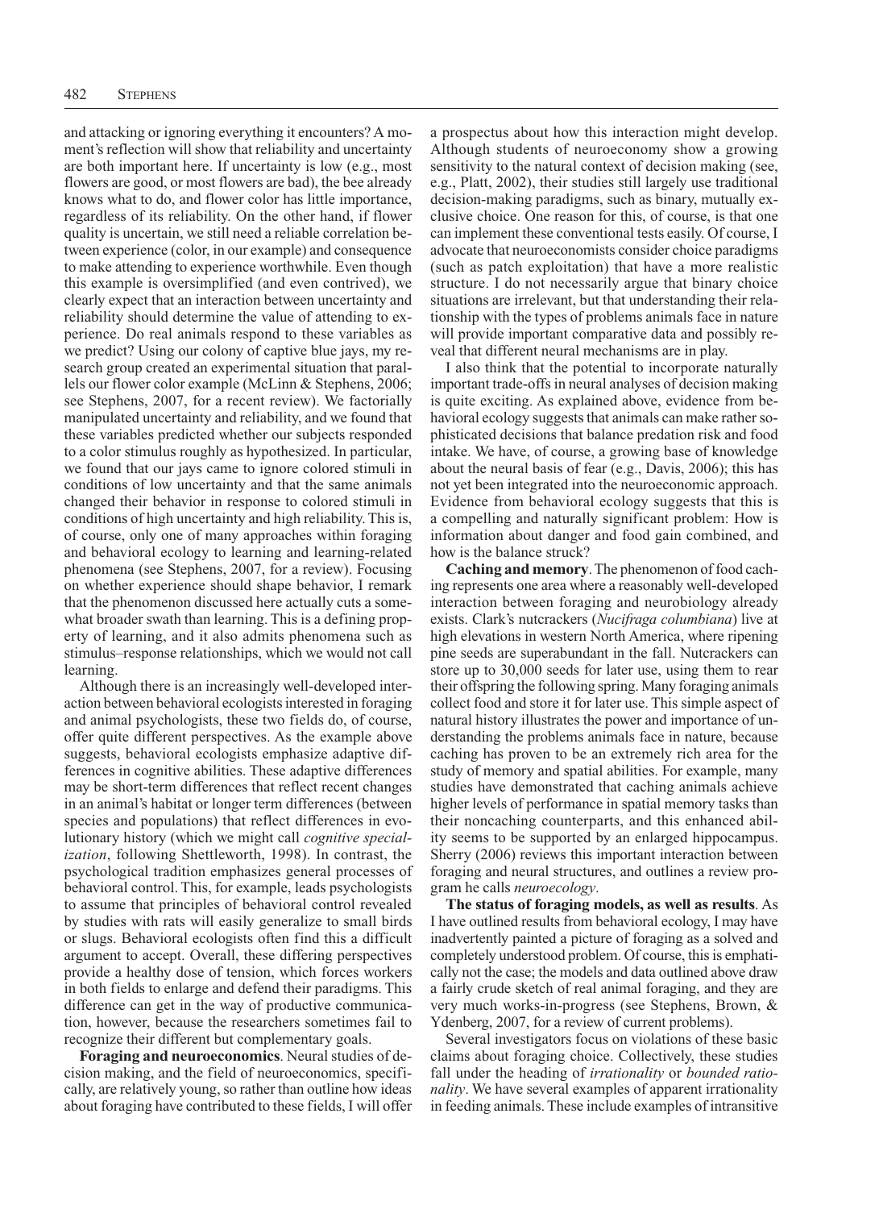and attacking or ignoring everything it encounters? A moment's reflection will show that reliability and uncertainty are both important here. If uncertainty is low (e.g., most flowers are good, or most flowers are bad), the bee already knows what to do, and flower color has little importance, regardless of its reliability. On the other hand, if flower quality is uncertain, we still need a reliable correlation between experience (color, in our example) and consequence to make attending to experience worthwhile. Even though this example is oversimplified (and even contrived), we clearly expect that an interaction between uncertainty and reliability should determine the value of attending to experience. Do real animals respond to these variables as we predict? Using our colony of captive blue jays, my research group created an experimental situation that parallels our flower color example (McLinn & Stephens, 2006; see Stephens, 2007, for a recent review). We factorially manipulated uncertainty and reliability, and we found that these variables predicted whether our subjects responded to a color stimulus roughly as hypothesized. In particular, we found that our jays came to ignore colored stimuli in conditions of low uncertainty and that the same animals changed their behavior in response to colored stimuli in conditions of high uncertainty and high reliability. This is, of course, only one of many approaches within foraging and behavioral ecology to learning and learning-related phenomena (see Stephens, 2007, for a review). Focusing on whether experience should shape behavior, I remark that the phenomenon discussed here actually cuts a somewhat broader swath than learning. This is a defining property of learning, and it also admits phenomena such as stimulus–response relationships, which we would not call learning.

Although there is an increasingly well-developed interaction between behavioral ecologists interested in foraging and animal psychologists, these two fields do, of course, offer quite different perspectives. As the example above suggests, behavioral ecologists emphasize adaptive differences in cognitive abilities. These adaptive differences may be short-term differences that reflect recent changes in an animal's habitat or longer term differences (between species and populations) that reflect differences in evolutionary history (which we might call *cognitive specialization*, following Shettleworth, 1998). In contrast, the psychological tradition emphasizes general processes of behavioral control. This, for example, leads psychologists to assume that principles of behavioral control revealed by studies with rats will easily generalize to small birds or slugs. Behavioral ecologists often find this a difficult argument to accept. Overall, these differing perspectives provide a healthy dose of tension, which forces workers in both fields to enlarge and defend their paradigms. This difference can get in the way of productive communication, however, because the researchers sometimes fail to recognize their different but complementary goals.

**Foraging and neuroeconomics**. Neural studies of decision making, and the field of neuroeconomics, specifically, are relatively young, so rather than outline how ideas about foraging have contributed to these fields, I will offer a prospectus about how this interaction might develop. Although students of neuroeconomy show a growing sensitivity to the natural context of decision making (see, e.g., Platt, 2002), their studies still largely use traditional decision-making paradigms, such as binary, mutually exclusive choice. One reason for this, of course, is that one can implement these conventional tests easily. Of course, I advocate that neuroeconomists consider choice paradigms (such as patch exploitation) that have a more realistic structure. I do not necessarily argue that binary choice situations are irrelevant, but that understanding their relationship with the types of problems animals face in nature will provide important comparative data and possibly reveal that different neural mechanisms are in play.

I also think that the potential to incorporate naturally important trade-offs in neural analyses of decision making is quite exciting. As explained above, evidence from behavioral ecology suggests that animals can make rather sophisticated decisions that balance predation risk and food intake. We have, of course, a growing base of knowledge about the neural basis of fear (e.g., Davis, 2006); this has not yet been integrated into the neuroeconomic approach. Evidence from behavioral ecology suggests that this is a compelling and naturally significant problem: How is information about danger and food gain combined, and how is the balance struck?

**Caching and memory**. The phenomenon of food caching represents one area where a reasonably well-developed interaction between foraging and neurobiology already exists. Clark's nutcrackers (*Nucifraga columbiana*) live at high elevations in western North America, where ripening pine seeds are superabundant in the fall. Nutcrackers can store up to 30,000 seeds for later use, using them to rear their offspring the following spring. Many foraging animals collect food and store it for later use. This simple aspect of natural history illustrates the power and importance of understanding the problems animals face in nature, because caching has proven to be an extremely rich area for the study of memory and spatial abilities. For example, many studies have demonstrated that caching animals achieve higher levels of performance in spatial memory tasks than their noncaching counterparts, and this enhanced ability seems to be supported by an enlarged hippocampus. Sherry (2006) reviews this important interaction between foraging and neural structures, and outlines a review program he calls *neuroecology*.

**The status of foraging models, as well as results**. As I have outlined results from behavioral ecology, I may have inadvertently painted a picture of foraging as a solved and completely understood problem. Of course, this is emphatically not the case; the models and data outlined above draw a fairly crude sketch of real animal foraging, and they are very much works-in-progress (see Stephens, Brown, & Ydenberg, 2007, for a review of current problems).

Several investigators focus on violations of these basic claims about foraging choice. Collectively, these studies fall under the heading of *irrationality* or *bounded rationality*. We have several examples of apparent irrationality in feeding animals. These include examples of intransitive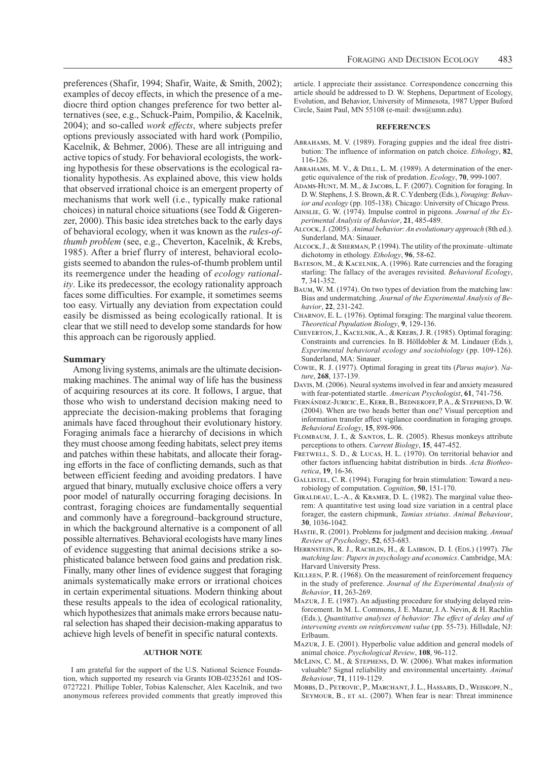preferences (Shafir, 1994; Shafir, Waite, & Smith, 2002); examples of decoy effects, in which the presence of a mediocre third option changes preference for two better alternatives (see, e.g., Schuck-Paim, Pompilio, & Kacelnik, 2004); and so-called *work effects*, where subjects prefer options previously associated with hard work (Pompilio, Kacelnik, & Behmer, 2006). These are all intriguing and active topics of study. For behavioral ecologists, the working hypothesis for these observations is the ecological rationality hypothesis. As explained above, this view holds that observed irrational choice is an emergent property of mechanisms that work well (i.e., typically make rational choices) in natural choice situations (see Todd & Gigerenzer, 2000). This basic idea stretches back to the early days of behavioral ecology, when it was known as the *rules-of-thumb problem* (see, e.g., Cheverton, Kacelnik, & Krebs, 1985). After a brief flurry of interest, behavioral ecologists seemed to abandon the rules-of-thumb problem until its reemergence under the heading of *ecology rationality*. Like its predecessor, the ecology rationality approach faces some difficulties. For example, it sometimes seems too easy. Virtually any deviation from expectation could easily be dismissed as being ecologically rational. It is clear that we still need to develop some standards for how this approach can be rigorously applied.

## Summary

Among living systems, animals are the ultimate decision-making machines. The animal way of life has the business of acquiring resources at its core. It follows, I argue, that those who wish to understand decision making need to appreciate the decision-making problems that foraging animals have faced throughout their evolutionary history. Foraging animals face a hierarchy of decisions in which they must choose among feeding habitats, select prey items and patches within these habitats, and allocate their foraging efforts in the face of conflicting demands, such as that between efficient feeding and avoiding predators. I have argued that binary, mutually exclusive choice offers a very poor model of naturally occurring foraging decisions. In contrast, foraging choices are fundamentally sequential and commonly have a foreground–background structure, in which the background alternative is a component of all possible alternatives. Behavioral ecologists have many lines of evidence suggesting that animal decisions strike a sophisticated balance between food gains and predation risk. Finally, many other lines of evidence suggest that foraging animals systematically make errors or irrational choices in certain experimental situations. Modern thinking about these results appeals to the idea of ecological rationality, which hypothesizes that animals make errors because natural selection has shaped their decision-making apparatus to achieve high levels of benefit in specific natural contexts.

### AUTHOR NOTE

I am grateful for the support of the U.S. National Science Foundation, which supported my research via Grants IOB-0235261 and IOS-0727221. Phillipe Tobler, Tobias Kalenscher, Alex Kacelnik, and two anonymous referees provided comments that greatly improved this article. I appreciate their assistance. Correspondence concerning this article should be addressed to D. W. Stephens, Department of Ecology, Evolution, and Behavior, University of Minnesota, 1987 Upper Buford Circle, Saint Paul, MN 55108 (e-mail: dws@umn.edu).

### REFERENCES

Abrahams, M. V. (1989). Foraging guppies and the ideal free distribution: The influence of information on patch choice. *Ethology*, **82**, 116-126.

Abrahams, M. V., & Dill, L. M. (1989). A determination of the energetic equivalence of the risk of predation. *Ecology*, **70**, 999-1007.

Adams-Hunt, M. M., & Jacobs, L. F. (2007). Cognition for foraging. In D. W. Stephens, J. S. Brown, & R. C. Ydenberg (Eds.), *Foraging: Behavior and ecology* (pp. 105-138). Chicago: University of Chicago Press.

Ainslie, G. W. (1974). Impulse control in pigeons. *Journal of the Experimental Analysis of Behavior*, **21**, 485-489.

Alcock, J. (2005). *Animal behavior: An evolutionary approach* (8th ed.). Sunderland, MA: Sinauer.

Alcock, J., & Sherman, P. (1994). The utility of the proximate–ultimate dichotomy in ethology. *Ethology*, **96**, 58-62.

Bateson, M., & Kacelnik, A. (1996). Rate currencies and the foraging starling: The fallacy of the averages revisited. *Behavioral Ecology*, **7**, 341-352.

Baum, W. M. (1974). On two types of deviation from the matching law: Bias and undermatching. *Journal of the Experimental Analysis of Behavior*, **22**, 231-242.

Charnov, E. L. (1976). Optimal foraging: The marginal value theorem. *Theoretical Population Biology*, **9**, 129-136.

Cheverton, J., Kacelnik, A., & Krebs, J. R. (1985). Optimal foraging: Constraints and currencies. In B. Hölldobler & M. Lindauer (Eds.), *Experimental behavioral ecology and sociobiology* (pp. 109-126). Sunderland, MA: Sinauer.

Cowie, R. J. (1977). Optimal foraging in great tits (*Parus major*). *Nature*, **268**, 137-139.

Davis, M. (2006). Neural systems involved in fear and anxiety measured with fear-potentiated startle. *American Psychologist*, **61**, 741-756.

Fernández-Juricic, E., Kerr, B., Bednekoff, P. A., & Stephens, D. W. (2004). When are two heads better than one? Visual perception and information transfer affect vigilance coordination in foraging groups. *Behavioral Ecology*, **15**, 898-906.

Flombaum, J. I., & Santos, L. R. (2005). Rhesus monkeys attribute perceptions to others. *Current Biology*, **15**, 447-452.

Fretwell, S. D., & Lucas, H. L. (1970). On territorial behavior and other factors influencing habitat distribution in birds. *Acta Biotheoretica*, **19**, 16-36.

Gallistel, C. R. (1994). Foraging for brain stimulation: Toward a neurobiology of computation. *Cognition*, **50**, 151-170.

Giraldeau, L.-A., & Kramer, D. L. (1982). The marginal value theorem: A quantitative test using load size variation in a central place forager, the eastern chipmunk, *Tamias striatus*. *Animal Behaviour*, **30**, 1036-1042.

Hastie, R. (2001). Problems for judgment and decision making. *Annual Review of Psychology*, **52**, 653-683.

Herrnstein, R. J., Rachlin, H., & Laibson, D. I. (Eds.) (1997). *The matching law: Papers in psychology and economics*. Cambridge, MA: Harvard University Press.

Killeen, P. R. (1968). On the measurement of reinforcement frequency in the study of preference. *Journal of the Experimental Analysis of Behavior*, **11**, 263-269.

Mazur, J. E. (1987). An adjusting procedure for studying delayed reinforcement. In M. L. Commons, J. E. Mazur, J. A. Nevin, & H. Rachlin (Eds.), *Quantitative analyses of behavior: The effect of delay and of intervening events on reinforcement value* (pp. 55-73). Hillsdale, NJ: Erlbaum.

Mazur, J. E. (2001). Hyperbolic value addition and general models of animal choice. *Psychological Review*, **108**, 96-112.

McLinn, C. M., & Stephens, D. W. (2006). What makes information valuable? Signal reliability and environmental uncertainty. *Animal Behaviour*, **71**, 1119-1129.

Mobbs, D., Petrovic, P., Marchant, J. L., Hassabis, D., Weiskopf, N., Seymour, B., et al. (2007). When fear is near: Threat imminence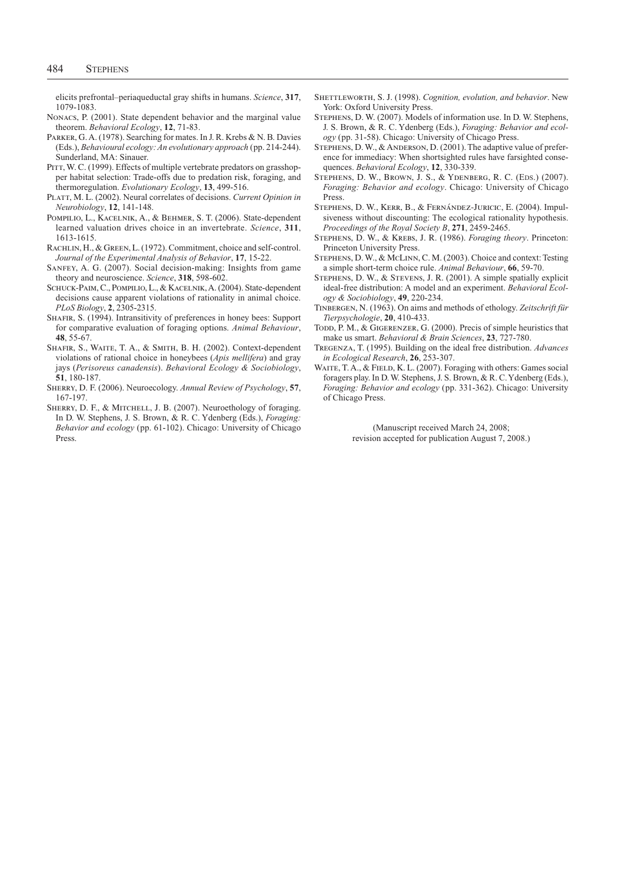elicits prefrontal–periaqueductal gray shifts in humans. *Science*, **317**, 1079-1083.

Nonacs, P. (2001). State dependent behavior and the marginal value theorem. *Behavioral Ecology*, **12**, 71-83.

Parker, G. A. (1978). Searching for mates. In J. R. Krebs & N. B. Davies (Eds.), *Behavioural ecology: An evolutionary approach* (pp. 214-244). Sunderland, MA: Sinauer.

Pitt, W. C. (1999). Effects of multiple vertebrate predators on grasshopper habitat selection: Trade-offs due to predation risk, foraging, and thermoregulation. *Evolutionary Ecology*, **13**, 499-516.

Platt, M. L. (2002). Neural correlates of decisions. *Current Opinion in Neurobiology*, **12**, 141-148.

Pompilio, L., Kacelnik, A., & Behmer, S. T. (2006). State-dependent learned valuation drives choice in an invertebrate. *Science*, **311**, 1613-1615.

Rachlin, H., & Green, L. (1972). Commitment, choice and self-control. *Journal of the Experimental Analysis of Behavior*, **17**, 15-22.

Sanfey, A. G. (2007). Social decision-making: Insights from game theory and neuroscience. *Science*, **318**, 598-602.

Schuck-Paim, C., Pompilio, L., & Kacelnik, A. (2004). State-dependent decisions cause apparent violations of rationality in animal choice. *PLoS Biology*, **2**, 2305-2315.

Shafir, S. (1994). Intransitivity of preferences in honey bees: Support for comparative evaluation of foraging options. *Animal Behaviour*, **48**, 55-67.

Shafir, S., Waite, T. A., & Smith, B. H. (2002). Context-dependent violations of rational choice in honeybees (*Apis mellifera*) and gray jays (*Perisoreus canadensis*). *Behavioral Ecology & Sociobiology*, **51**, 180-187.

Sherry, D. F. (2006). Neuroecology. *Annual Review of Psychology*, **57**, 167-197.

Sherry, D. F., & Mitchell, J. B. (2007). Neuroethology of foraging. In D. W. Stephens, J. S. Brown, & R. C. Ydenberg (Eds.), *Foraging: Behavior and ecology* (pp. 61-102). Chicago: University of Chicago Press.

Shettleworth, S. J. (1998). *Cognition, evolution, and behavior*. New York: Oxford University Press.

Stephens, D. W. (2007). Models of information use. In D. W. Stephens, J. S. Brown, & R. C. Ydenberg (Eds.), *Foraging: Behavior and ecology* (pp. 31-58). Chicago: University of Chicago Press.

Stephens, D. W., & Anderson, D. (2001). The adaptive value of preference for immediacy: When shortsighted rules have farsighted consequences. *Behavioral Ecology*, **12**, 330-339.

Stephens, D. W., Brown, J. S., & Ydenberg, R. C. (Eds.) (2007). *Foraging: Behavior and ecology*. Chicago: University of Chicago Press.

Stephens, D. W., Kerr, B., & Fernández-Juricic, E. (2004). Impulsiveness without discounting: The ecological rationality hypothesis. *Proceedings of the Royal Society B*, **271**, 2459-2465.

Stephens, D. W., & Krebs, J. R. (1986). *Foraging theory*. Princeton: Princeton University Press.

Stephens, D. W., & McLinn, C. M. (2003). Choice and context: Testing a simple short-term choice rule. *Animal Behaviour*, **66**, 59-70.

Stephens, D. W., & Stevens, J. R. (2001). A simple spatially explicit ideal-free distribution: A model and an experiment. *Behavioral Ecology & Sociobiology*, **49**, 220-234.

Tinbergen, N. (1963). On aims and methods of ethology. *Zeitschrift für Tierpsychologie*, **20**, 410-433.

Todd, P. M., & Gigerenzer, G. (2000). Precis of simple heuristics that make us smart. *Behavioral & Brain Sciences*, **23**, 727-780.

Tregenza, T. (1995). Building on the ideal free distribution. *Advances in Ecological Research*, **26**, 253-307.

Waite, T. A., & Field, K. L. (2007). Foraging with others: Games social foragers play. In D. W. Stephens, J. S. Brown, & R. C. Ydenberg (Eds.), *Foraging: Behavior and ecology* (pp. 331-362). Chicago: University of Chicago Press.

(Manuscript received March 24, 2008;
revision accepted for publication August 7, 2008.)